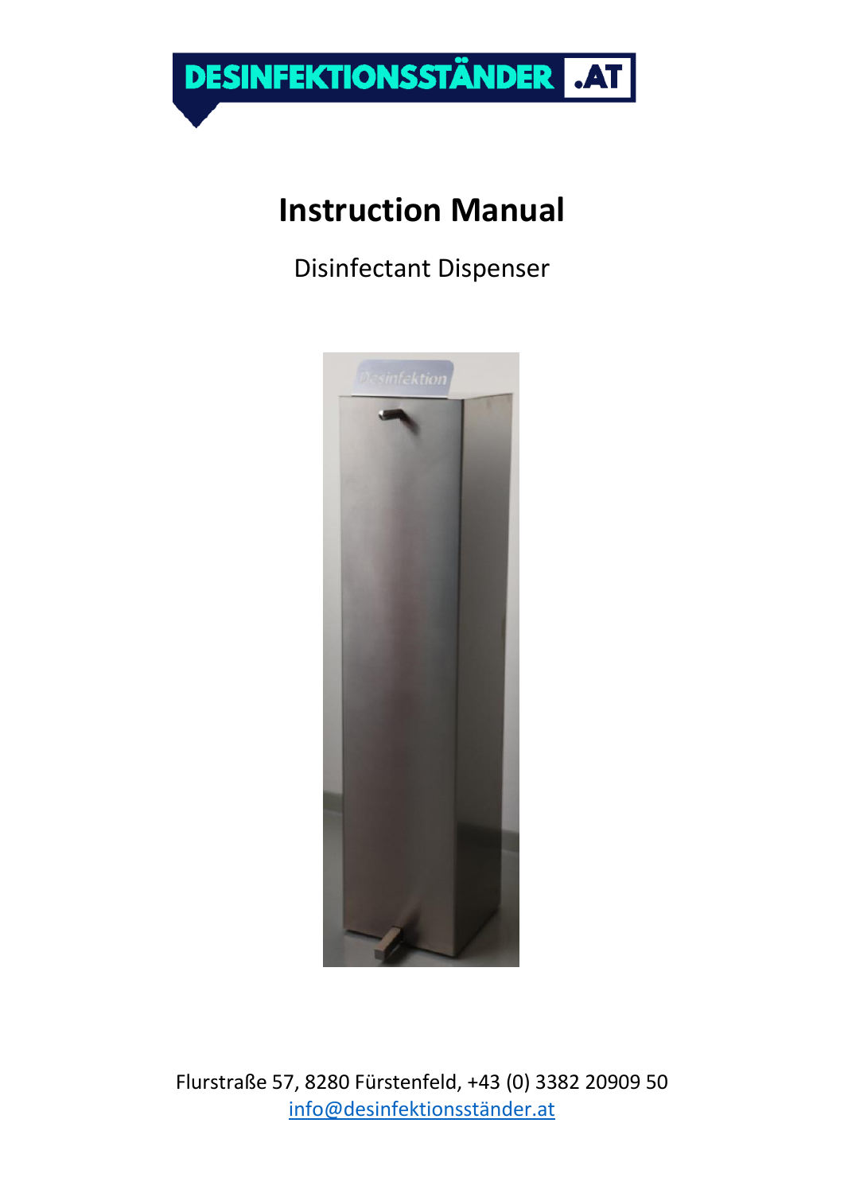DESINFEKTIONSSTÄNDER .AT

# Instruction Manual

Disinfectant Dispenser

Flurstraße 57, 8280 Fürstenfeld, +43 (0) 3382 20909 50
info@desinfektionsständer.at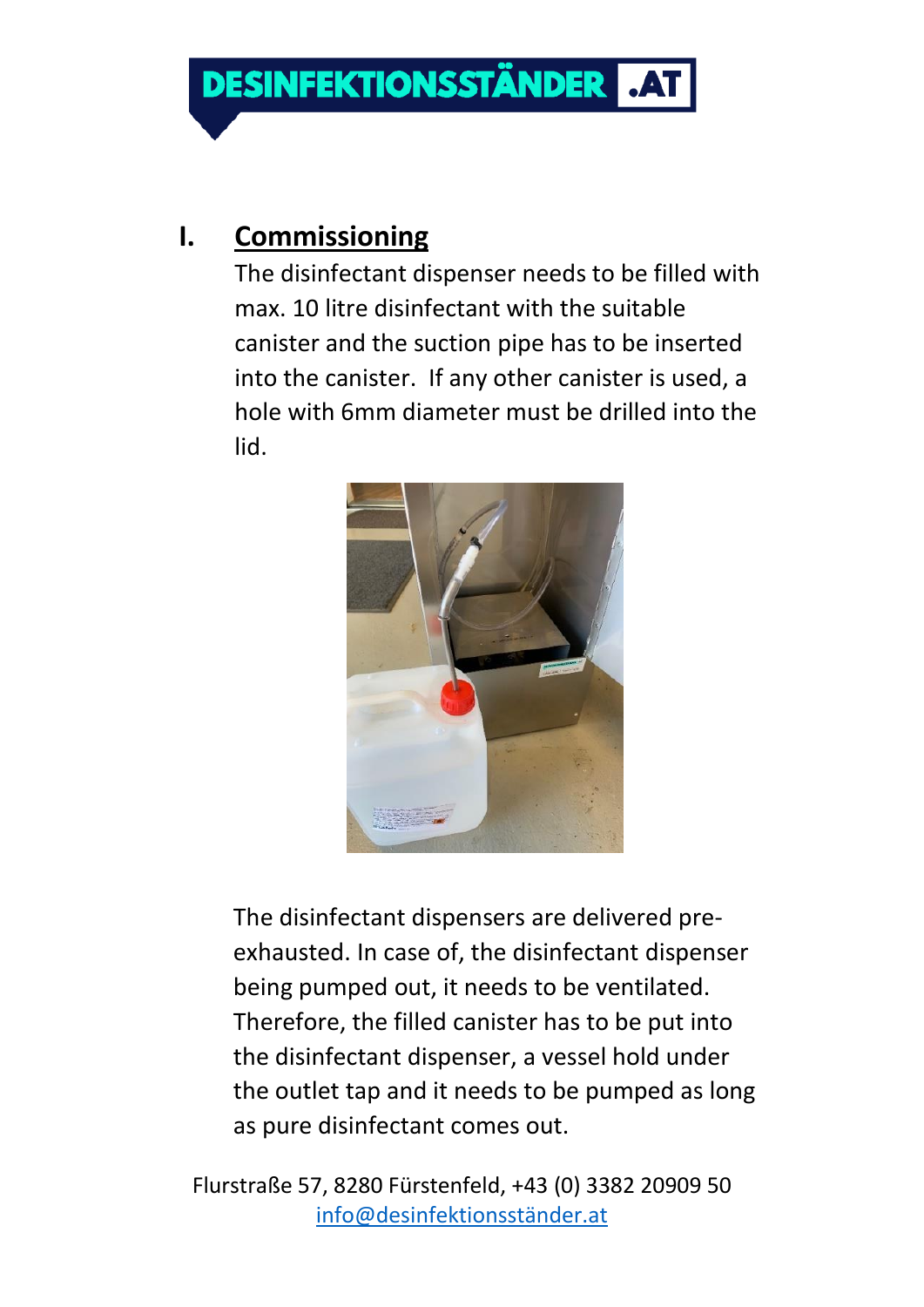## I. Commissioning

The disinfectant dispenser needs to be filled with max. 10 litre disinfectant with the suitable canister and the suction pipe has to be inserted into the canister. If any other canister is used, a hole with 6mm diameter must be drilled into the lid.

The disinfectant dispensers are delivered pre-exhausted. In case of, the disinfectant dispenser being pumped out, it needs to be ventilated. Therefore, the filled canister has to be put into the disinfectant dispenser, a vessel hold under the outlet tap and it needs to be pumped as long as pure disinfectant comes out.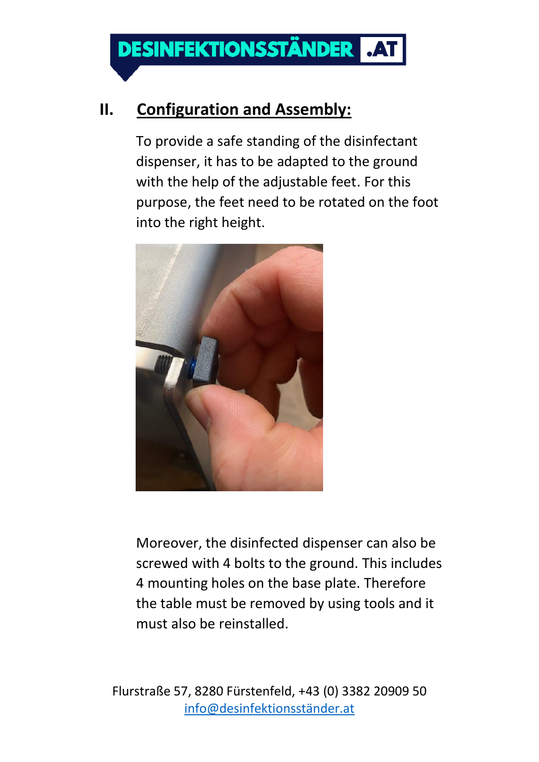## II. Configuration and Assembly:

To provide a safe standing of the disinfectant dispenser, it has to be adapted to the ground with the help of the adjustable feet. For this purpose, the feet need to be rotated on the foot into the right height.

Moreover, the disinfected dispenser can also be screwed with 4 bolts to the ground. This includes 4 mounting holes on the base plate. Therefore the table must be removed by using tools and it must also be reinstalled.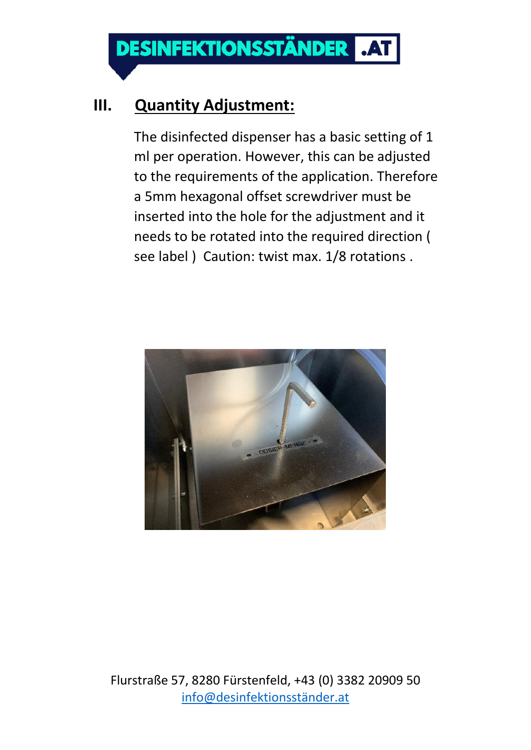## III. Quantity Adjustment:

The disinfected dispenser has a basic setting of 1 ml per operation. However, this can be adjusted to the requirements of the application. Therefore a 5mm hexagonal offset screwdriver must be inserted into the hole for the adjustment and it needs to be rotated into the required direction ( see label ) Caution: twist max. 1/8 rotations .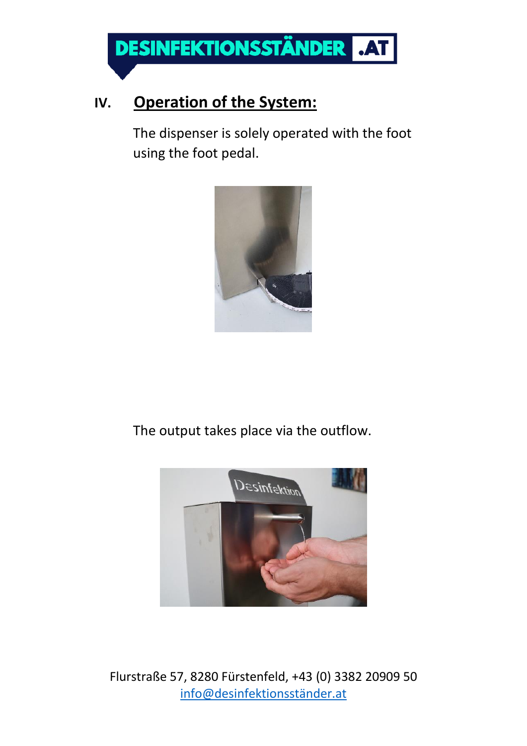## IV. Operation of the System:

The dispenser is solely operated with the foot using the foot pedal.

The output takes place via the outflow.

Flurstraße 57, 8280 Fürstenfeld, +43 (0) 3382 20909 50
info@desinfektionsständer.at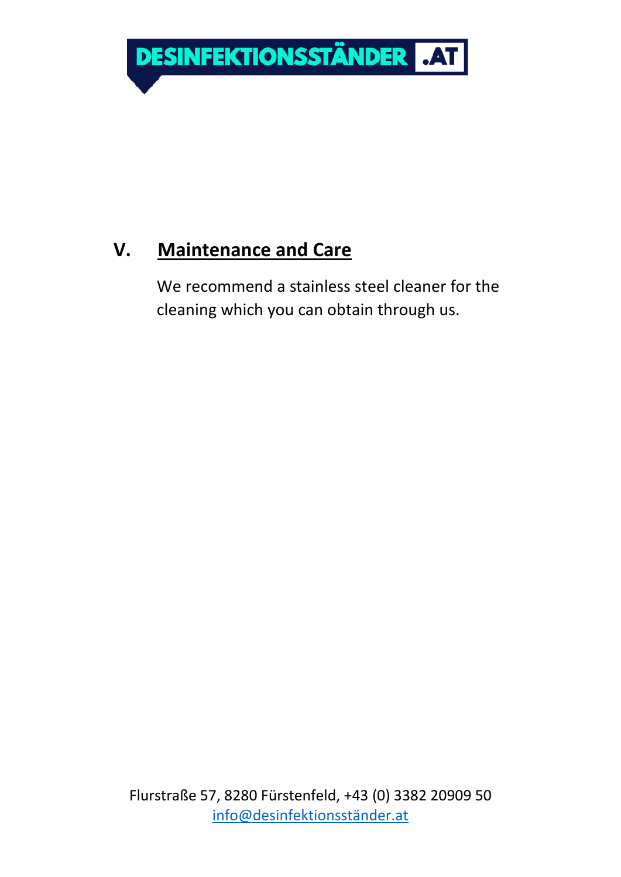## V. Maintenance and Care

We recommend a stainless steel cleaner for the cleaning which you can obtain through us.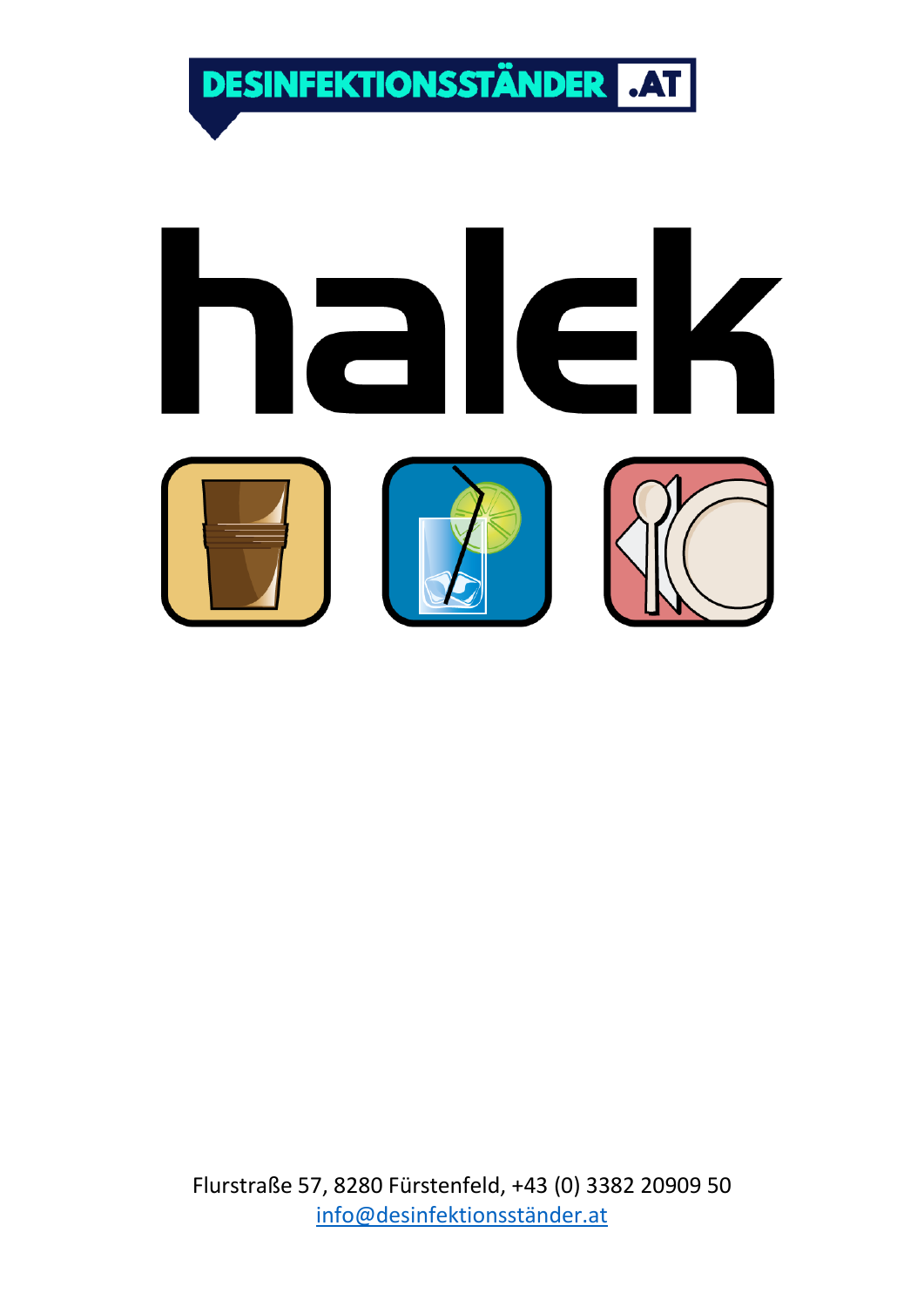DESINFEKTIONSSTÄNDER .AT

halek

Flurstraße 57, 8280 Fürstenfeld, +43 (0) 3382 20909 50
info@desinfektionsständer.at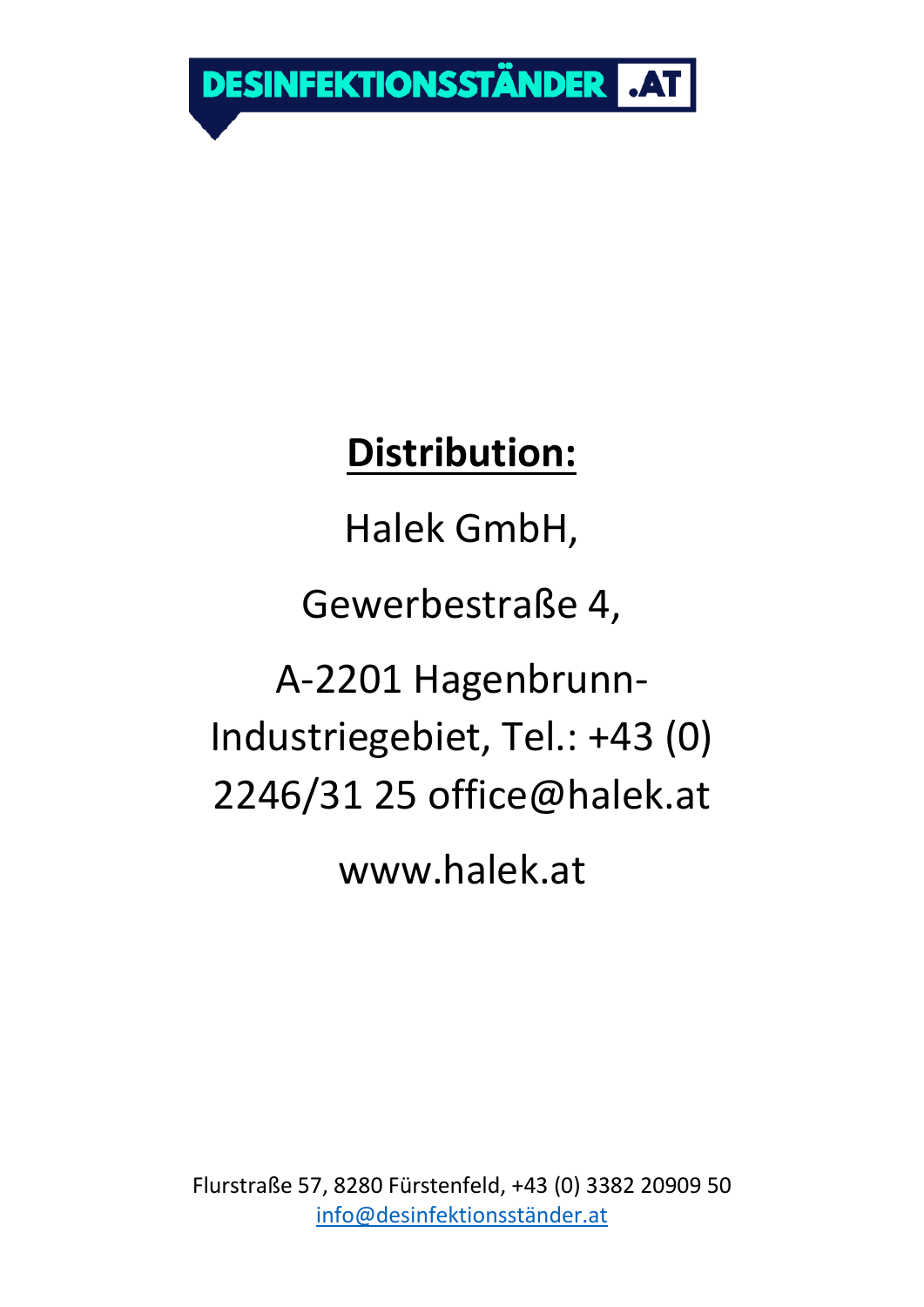**Distribution:**

Halek GmbH,

Gewerbestraße 4,

A-2201 Hagenbrunn-Industriegebiet, Tel.: +43 (0) 2246/31 25 office@halek.at

www.halek.at